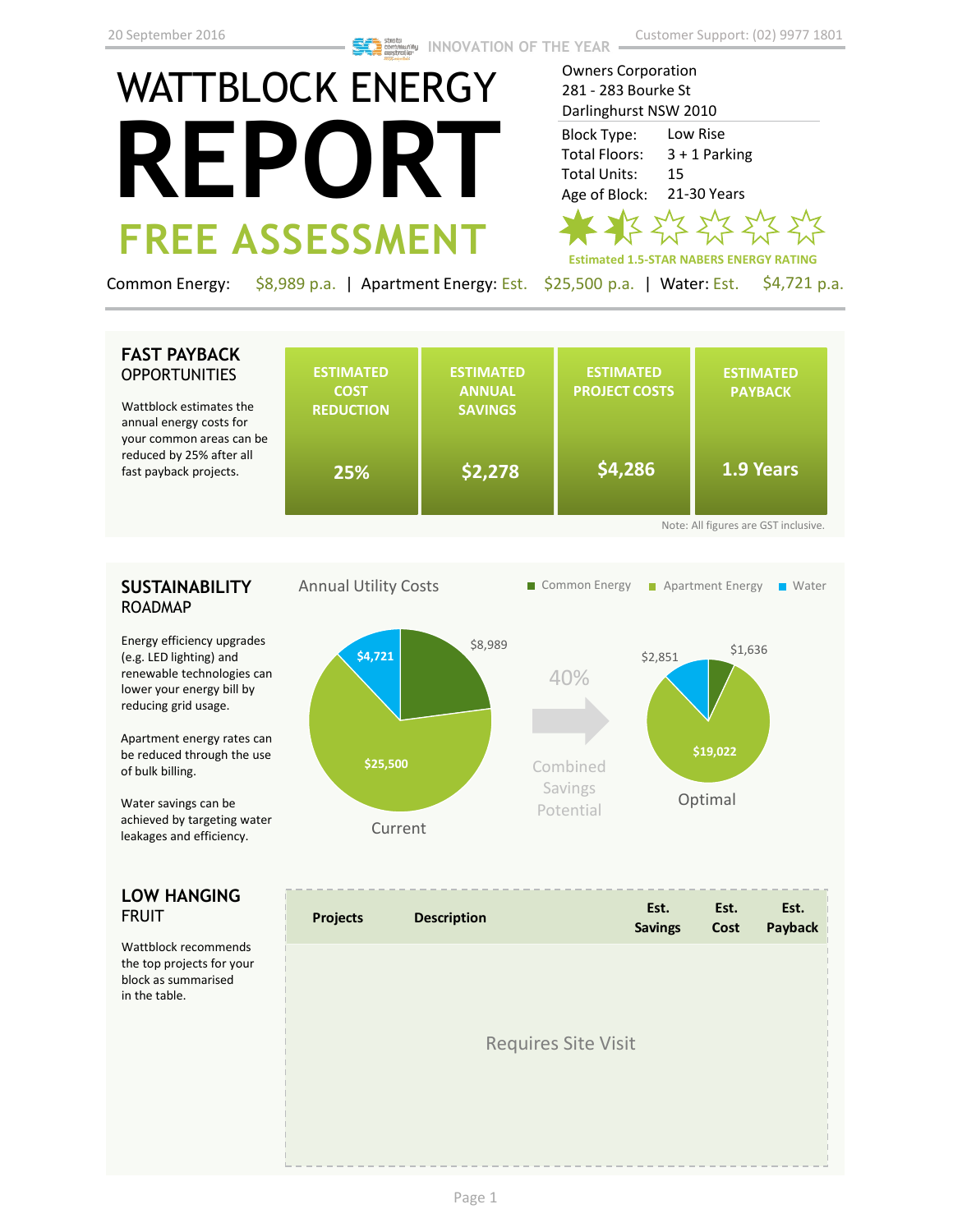20 September 2016

INNOVATION OF THE YEAR

Customer Support: (02) 9977 1801

# WATTBLOCK ENERGY REPORT

## FREE ASSESSMENT

Owners Corporation
281 - 283 Bourke St
Darlinghurst NSW 2010

| | |
|---|---|
| Block Type: | Low Rise |
| Total Floors: | 3 + 1 Parking |
| Total Units: | 15 |
| Age of Block: | 21-30 Years |

Estimated 1.5-STAR NABERS ENERGY RATING

Common Energy: $8,989 p.a. | Apartment Energy: Est. $25,500 p.a. | Water: Est. $4,721 p.a.

## FAST PAYBACK OPPORTUNITIES

Wattblock estimates the annual energy costs for your common areas can be reduced by 25% after all fast payback projects.

| ESTIMATED COST REDUCTION | ESTIMATED ANNUAL SAVINGS | ESTIMATED PROJECT COSTS | ESTIMATED PAYBACK |
|---|---|---|---|
| 25% | $2,278 | $4,286 | 1.9 Years |

Note: All figures are GST inclusive.

## SUSTAINABILITY ROADMAP

Energy efficiency upgrades (e.g. LED lighting) and renewable technologies can lower your energy bill by reducing grid usage.

Apartment energy rates can be reduced through the use of bulk billing.

Water savings can be achieved by targeting water leakages and efficiency.

Annual Utility Costs

■ Common Energy ■ Apartment Energy ■ Water

Current: $8,989 (Common Energy), $25,500 (Apartment Energy), $4,721 (Water)

40% Combined Savings Potential

Optimal: $1,636 (Common Energy), $19,022 (Apartment Energy), $2,851 (Water)

## LOW HANGING FRUIT

Wattblock recommends the top projects for your block as summarised in the table.

| Projects | Description | Est. Savings | Est. Cost | Est. Payback |
|---|---|---|---|---|
| Requires Site Visit | | | | |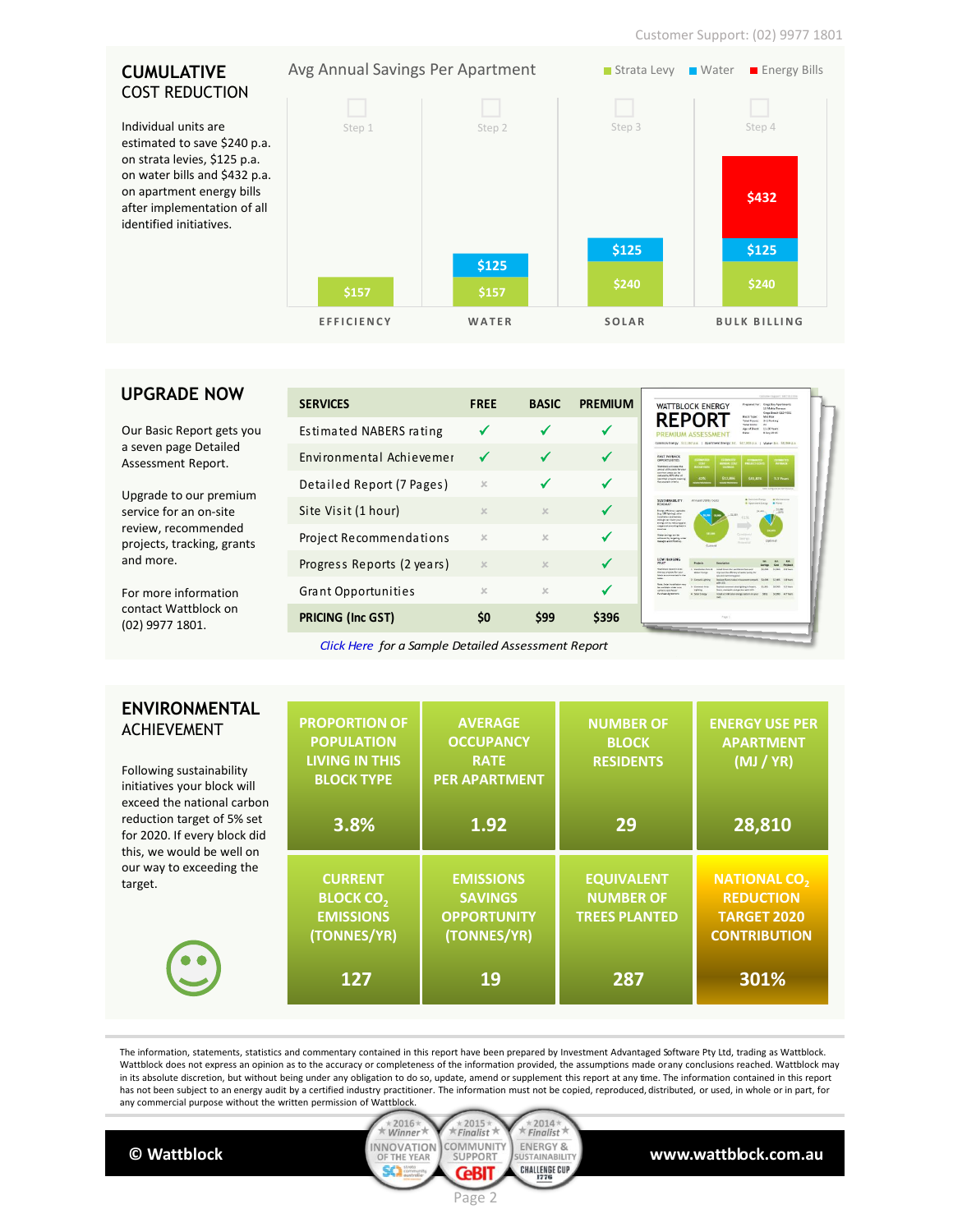# CUMULATIVE COST REDUCTION

Individual units are estimated to save $240 p.a. on strata levies, $125 p.a. on water bills and $432 p.a. on apartment energy bills after implementation of all identified initiatives.

Avg Annual Savings Per Apartment

Strata Levy   Water   Energy Bills

Step 1
$157
EFFICIENCY

Step 2
$125
$157
WATER

Step 3
$125
$240
SOLAR

Step 4
$432
$125
$240
BULK BILLING

# UPGRADE NOW

Our Basic Report gets you a seven page Detailed Assessment Report.

Upgrade to our premium service for an on-site review, recommended projects, tracking, grants and more.

For more information contact Wattblock on (02) 9977 1801.

| SERVICES | FREE | BASIC | PREMIUM |
|---|---|---|---|
| Estimated NABERS rating | ✓ | ✓ | ✓ |
| Environmental Achievemer | ✓ | ✓ | ✓ |
| Detailed Report (7 Pages) | × | ✓ | ✓ |
| Site Visit (1 hour) | × | × | ✓ |
| Project Recommendations | × | × | ✓ |
| Progress Reports (2 years) | × | × | ✓ |
| Grant Opportunities | × | × | ✓ |
| **PRICING (Inc GST)** | **$0** | **$99** | **$396** |

*Click Here for a Sample Detailed Assessment Report*

# ENVIRONMENTAL ACHIEVEMENT

Following sustainability initiatives your block will exceed the national carbon reduction target of 5% set for 2020. If every block did this, we would be well on our way to exceeding the target.

| PROPORTION OF POPULATION LIVING IN THIS BLOCK TYPE | AVERAGE OCCUPANCY RATE PER APARTMENT | NUMBER OF BLOCK RESIDENTS | ENERGY USE PER APARTMENT (MJ / YR) |
|---|---|---|---|
| 3.8% | 1.92 | 29 | 28,810 |
| **CURRENT BLOCK $CO_2$ EMISSIONS (TONNES/YR)** | **EMISSIONS SAVINGS OPPORTUNITY (TONNES/YR)** | **EQUIVALENT NUMBER OF TREES PLANTED** | **NATIONAL $CO_2$ REDUCTION TARGET 2020 CONTRIBUTION** |
| 127 | 19 | 287 | 301% |

The information, statements, statistics and commentary contained in this report have been prepared by Investment Advantaged Software Pty Ltd, trading as Wattblock. Wattblock does not express an opinion as to the accuracy or completeness of the information provided, the assumptions made orany conclusions reached. Wattblock may in its absolute discretion, but without being under any obligation to do so, update, amend or supplement this report at any time. The information contained in this report has not been subject to an energy audit by a certified industry practitioner. The information must not be copied, reproduced, distributed, or used, in whole or in part, for any commercial purpose without the written permission of Wattblock.

© Wattblock

2016 Winner INNOVATION OF THE YEAR — 2015 Finalist COMMUNITY SUPPORT CeBIT — 2014 Finalist ENERGY & SUSTAINABILITY CHALLENGE CUP

www.wattblock.com.au